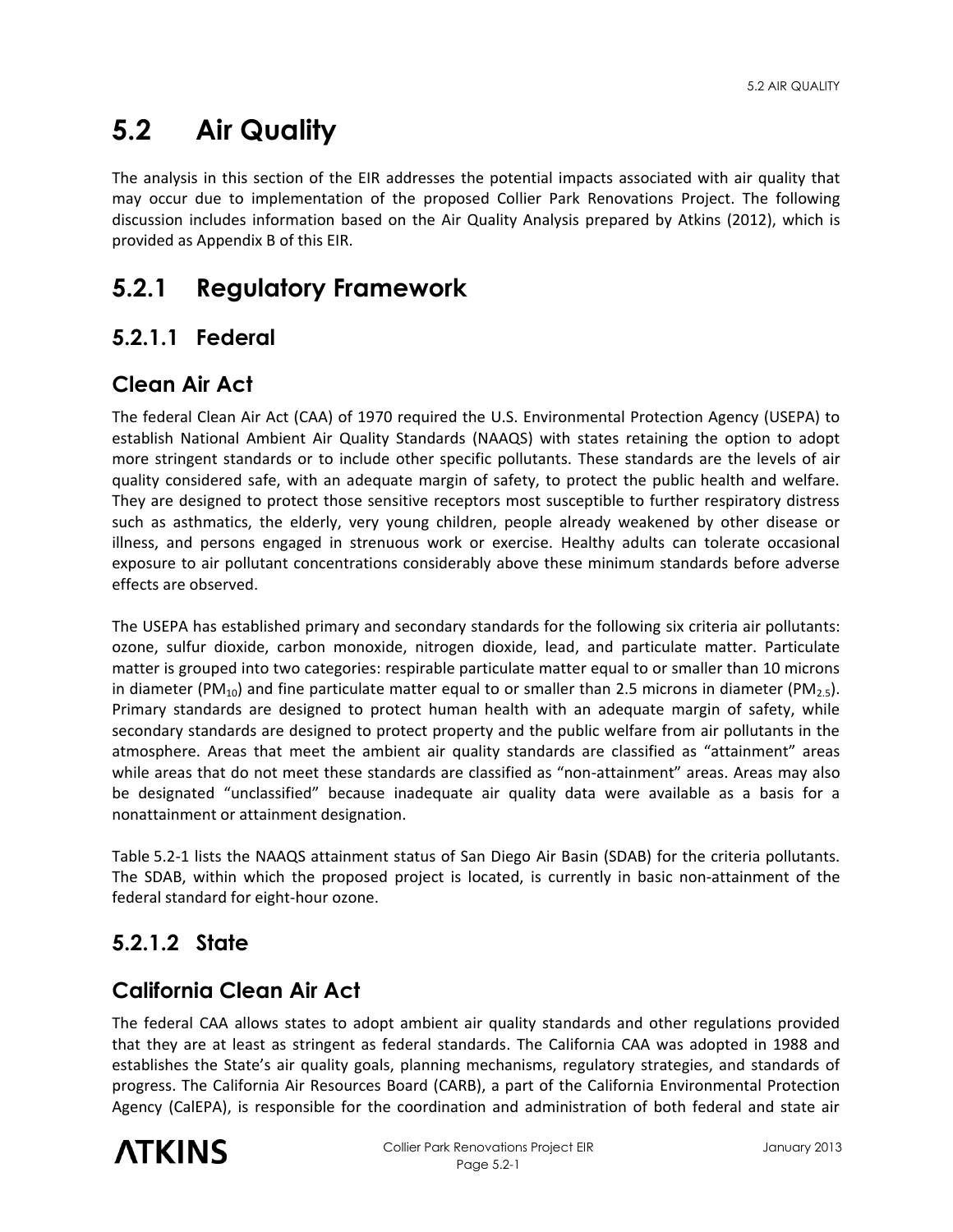# 5.2 Air Quality

The analysis in this section of the EIR addresses the potential impacts associated with air quality that may occur due to implementation of the proposed Collier Park Renovations Project. The following discussion includes information based on the Air Quality Analysis prepared by Atkins (2012), which is provided as Appendix B of this EIR.

## 5.2.1 Regulatory Framework

### 5.2.1.1 Federal

### Clean Air Act

The federal Clean Air Act (CAA) of 1970 required the U.S. Environmental Protection Agency (USEPA) to establish National Ambient Air Quality Standards (NAAQS) with states retaining the option to adopt more stringent standards or to include other specific pollutants. These standards are the levels of air quality considered safe, with an adequate margin of safety, to protect the public health and welfare. They are designed to protect those sensitive receptors most susceptible to further respiratory distress such as asthmatics, the elderly, very young children, people already weakened by other disease or illness, and persons engaged in strenuous work or exercise. Healthy adults can tolerate occasional exposure to air pollutant concentrations considerably above these minimum standards before adverse effects are observed.

The USEPA has established primary and secondary standards for the following six criteria air pollutants: ozone, sulfur dioxide, carbon monoxide, nitrogen dioxide, lead, and particulate matter. Particulate matter is grouped into two categories: respirable particulate matter equal to or smaller than 10 microns in diameter ($PM_{10}$) and fine particulate matter equal to or smaller than 2.5 microns in diameter ($PM_{2.5}$). Primary standards are designed to protect human health with an adequate margin of safety, while secondary standards are designed to protect property and the public welfare from air pollutants in the atmosphere. Areas that meet the ambient air quality standards are classified as "attainment" areas while areas that do not meet these standards are classified as "non-attainment" areas. Areas may also be designated "unclassified" because inadequate air quality data were available as a basis for a nonattainment or attainment designation.

Table 5.2-1 lists the NAAQS attainment status of San Diego Air Basin (SDAB) for the criteria pollutants. The SDAB, within which the proposed project is located, is currently in basic non-attainment of the federal standard for eight-hour ozone.

### 5.2.1.2 State

### California Clean Air Act

The federal CAA allows states to adopt ambient air quality standards and other regulations provided that they are at least as stringent as federal standards. The California CAA was adopted in 1988 and establishes the State's air quality goals, planning mechanisms, regulatory strategies, and standards of progress. The California Air Resources Board (CARB), a part of the California Environmental Protection Agency (CalEPA), is responsible for the coordination and administration of both federal and state air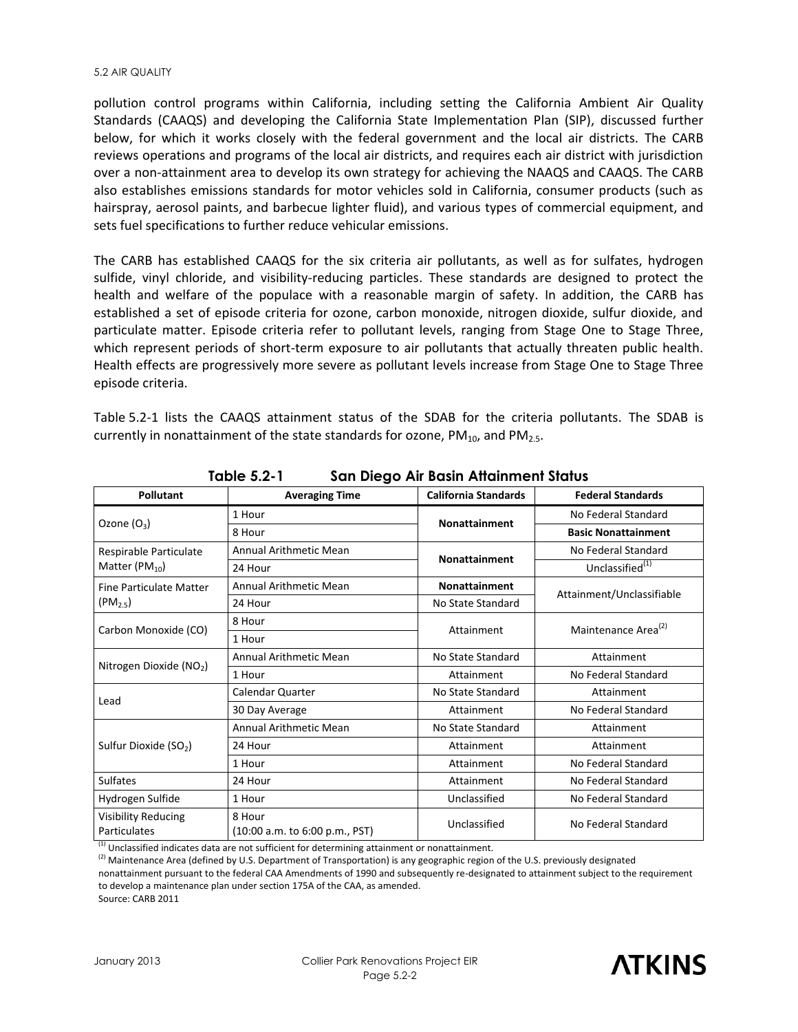pollution control programs within California, including setting the California Ambient Air Quality Standards (CAAQS) and developing the California State Implementation Plan (SIP), discussed further below, for which it works closely with the federal government and the local air districts. The CARB reviews operations and programs of the local air districts, and requires each air district with jurisdiction over a non-attainment area to develop its own strategy for achieving the NAAQS and CAAQS. The CARB also establishes emissions standards for motor vehicles sold in California, consumer products (such as hairspray, aerosol paints, and barbecue lighter fluid), and various types of commercial equipment, and sets fuel specifications to further reduce vehicular emissions.

The CARB has established CAAQS for the six criteria air pollutants, as well as for sulfates, hydrogen sulfide, vinyl chloride, and visibility-reducing particles. These standards are designed to protect the health and welfare of the populace with a reasonable margin of safety. In addition, the CARB has established a set of episode criteria for ozone, carbon monoxide, nitrogen dioxide, sulfur dioxide, and particulate matter. Episode criteria refer to pollutant levels, ranging from Stage One to Stage Three, which represent periods of short-term exposure to air pollutants that actually threaten public health. Health effects are progressively more severe as pollutant levels increase from Stage One to Stage Three episode criteria.

Table 5.2-1 lists the CAAQS attainment status of the SDAB for the criteria pollutants. The SDAB is currently in nonattainment of the state standards for ozone, $PM_{10}$, and $PM_{2.5}$.

**Table 5.2-1 San Diego Air Basin Attainment Status**

| Pollutant | Averaging Time | California Standards | Federal Standards |
|---|---|---|---|
| Ozone ($O_3$) | 1 Hour | **Nonattainment** | No Federal Standard |
| | 8 Hour | | **Basic Nonattainment** |
| Respirable Particulate Matter ($PM_{10}$) | Annual Arithmetic Mean | **Nonattainment** | No Federal Standard |
| | 24 Hour | | Unclassified[(1)] |
| Fine Particulate Matter ($PM_{2.5}$) | Annual Arithmetic Mean | **Nonattainment** | Attainment/Unclassifiable |
| | 24 Hour | No State Standard | |
| Carbon Monoxide (CO) | 8 Hour | Attainment | Maintenance Area[(2)] |
| | 1 Hour | | |
| Nitrogen Dioxide ($NO_2$) | Annual Arithmetic Mean | No State Standard | Attainment |
| | 1 Hour | Attainment | No Federal Standard |
| Lead | Calendar Quarter | No State Standard | Attainment |
| | 30 Day Average | Attainment | No Federal Standard |
| Sulfur Dioxide ($SO_2$) | Annual Arithmetic Mean | No State Standard | Attainment |
| | 24 Hour | Attainment | Attainment |
| | 1 Hour | Attainment | No Federal Standard |
| Sulfates | 24 Hour | Attainment | No Federal Standard |
| Hydrogen Sulfide | 1 Hour | Unclassified | No Federal Standard |
| Visibility Reducing Particulates | 8 Hour (10:00 a.m. to 6:00 p.m., PST) | Unclassified | No Federal Standard |

(1) Unclassified indicates data are not sufficient for determining attainment or nonattainment.

(2) Maintenance Area (defined by U.S. Department of Transportation) is any geographic region of the U.S. previously designated nonattainment pursuant to the federal CAA Amendments of 1990 and subsequently re-designated to attainment subject to the requirement to develop a maintenance plan under section 175A of the CAA, as amended.

Source: CARB 2011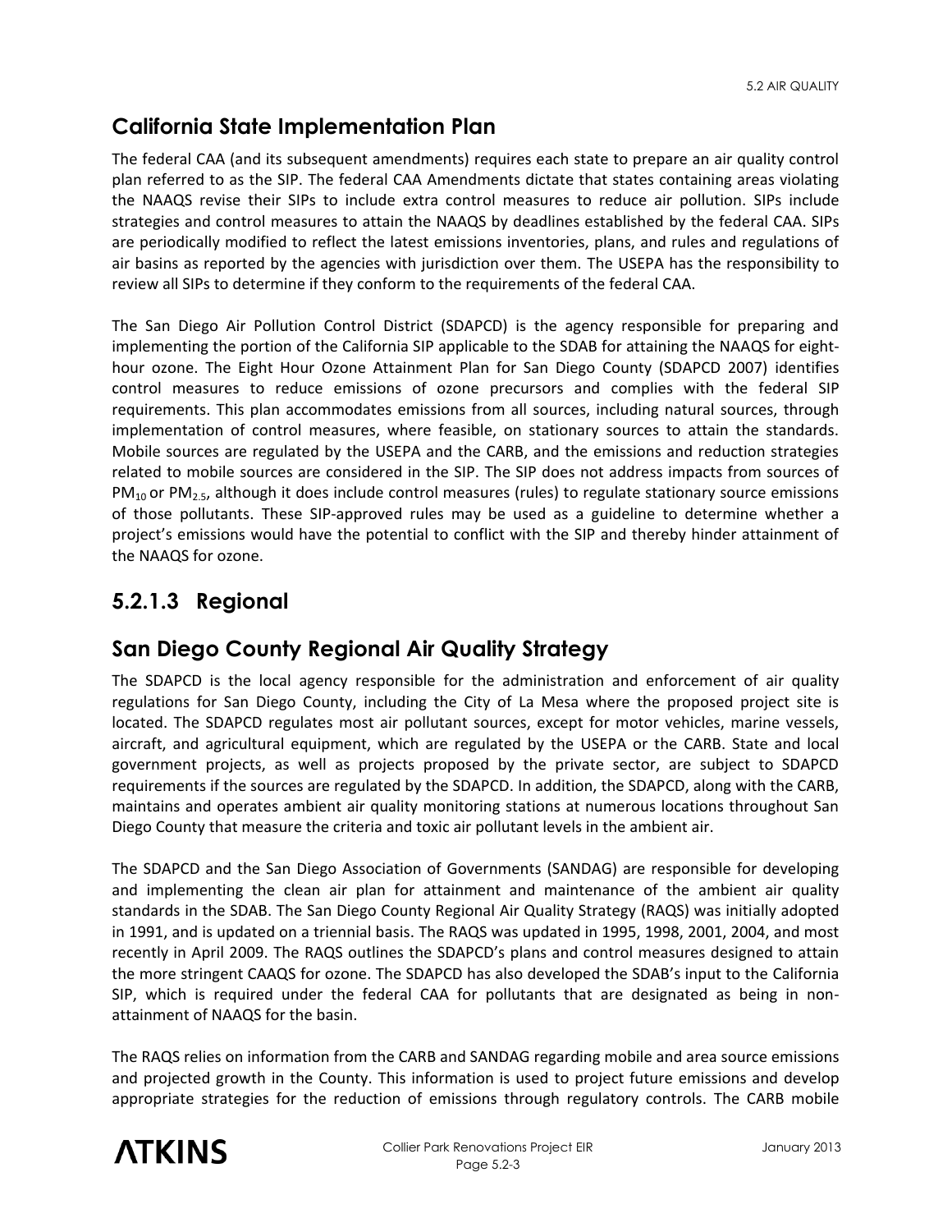## California State Implementation Plan

The federal CAA (and its subsequent amendments) requires each state to prepare an air quality control plan referred to as the SIP. The federal CAA Amendments dictate that states containing areas violating the NAAQS revise their SIPs to include extra control measures to reduce air pollution. SIPs include strategies and control measures to attain the NAAQS by deadlines established by the federal CAA. SIPs are periodically modified to reflect the latest emissions inventories, plans, and rules and regulations of air basins as reported by the agencies with jurisdiction over them. The USEPA has the responsibility to review all SIPs to determine if they conform to the requirements of the federal CAA.

The San Diego Air Pollution Control District (SDAPCD) is the agency responsible for preparing and implementing the portion of the California SIP applicable to the SDAB for attaining the NAAQS for eight-hour ozone. The Eight Hour Ozone Attainment Plan for San Diego County (SDAPCD 2007) identifies control measures to reduce emissions of ozone precursors and complies with the federal SIP requirements. This plan accommodates emissions from all sources, including natural sources, through implementation of control measures, where feasible, on stationary sources to attain the standards. Mobile sources are regulated by the USEPA and the CARB, and the emissions and reduction strategies related to mobile sources are considered in the SIP. The SIP does not address impacts from sources of $PM_{10}$ or $PM_{2.5}$, although it does include control measures (rules) to regulate stationary source emissions of those pollutants. These SIP-approved rules may be used as a guideline to determine whether a project's emissions would have the potential to conflict with the SIP and thereby hinder attainment of the NAAQS for ozone.

# 5.2.1.3 Regional

## San Diego County Regional Air Quality Strategy

The SDAPCD is the local agency responsible for the administration and enforcement of air quality regulations for San Diego County, including the City of La Mesa where the proposed project site is located. The SDAPCD regulates most air pollutant sources, except for motor vehicles, marine vessels, aircraft, and agricultural equipment, which are regulated by the USEPA or the CARB. State and local government projects, as well as projects proposed by the private sector, are subject to SDAPCD requirements if the sources are regulated by the SDAPCD. In addition, the SDAPCD, along with the CARB, maintains and operates ambient air quality monitoring stations at numerous locations throughout San Diego County that measure the criteria and toxic air pollutant levels in the ambient air.

The SDAPCD and the San Diego Association of Governments (SANDAG) are responsible for developing and implementing the clean air plan for attainment and maintenance of the ambient air quality standards in the SDAB. The San Diego County Regional Air Quality Strategy (RAQS) was initially adopted in 1991, and is updated on a triennial basis. The RAQS was updated in 1995, 1998, 2001, 2004, and most recently in April 2009. The RAQS outlines the SDAPCD's plans and control measures designed to attain the more stringent CAAQS for ozone. The SDAPCD has also developed the SDAB's input to the California SIP, which is required under the federal CAA for pollutants that are designated as being in non-attainment of NAAQS for the basin.

The RAQS relies on information from the CARB and SANDAG regarding mobile and area source emissions and projected growth in the County. This information is used to project future emissions and develop appropriate strategies for the reduction of emissions through regulatory controls. The CARB mobile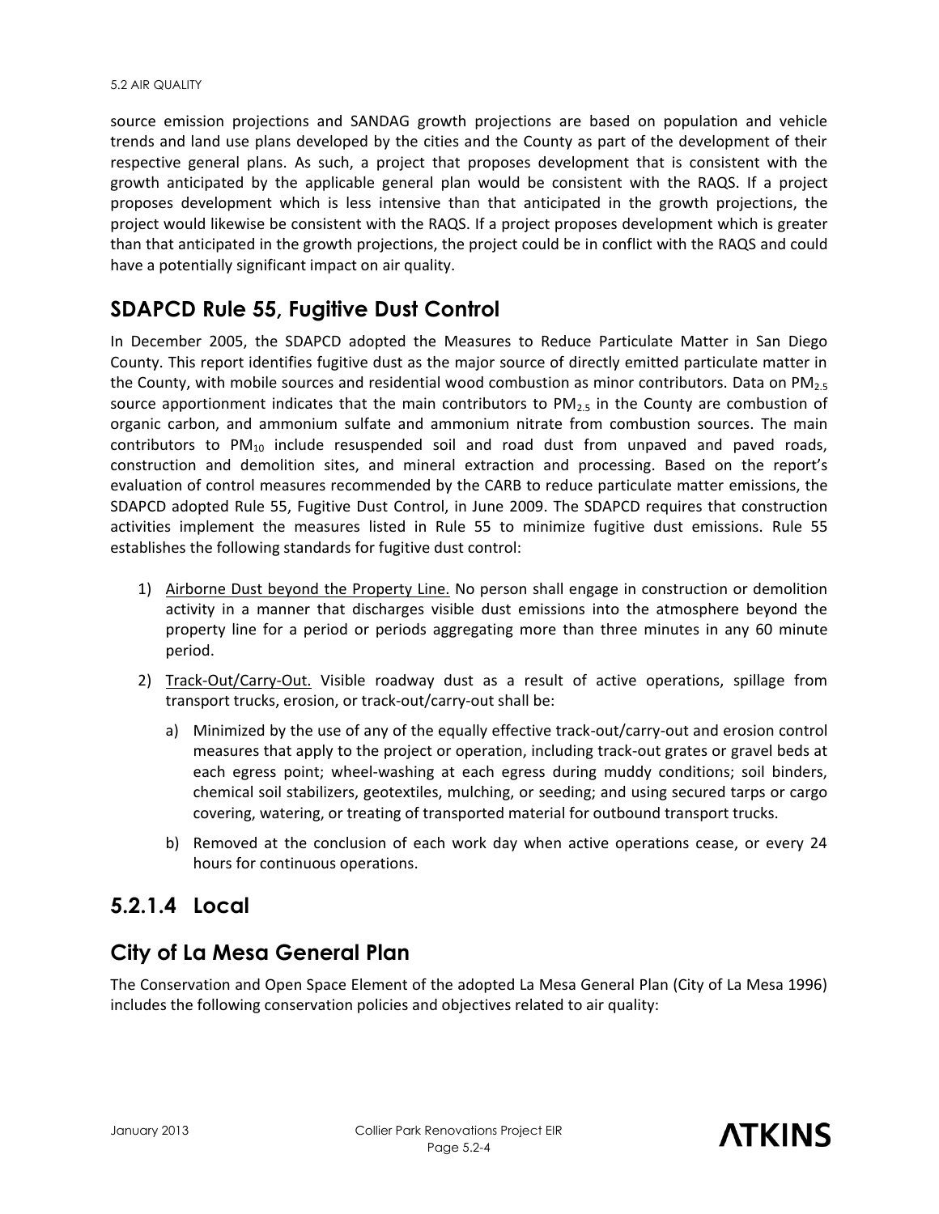source emission projections and SANDAG growth projections are based on population and vehicle trends and land use plans developed by the cities and the County as part of the development of their respective general plans. As such, a project that proposes development that is consistent with the growth anticipated by the applicable general plan would be consistent with the RAQS. If a project proposes development which is less intensive than that anticipated in the growth projections, the project would likewise be consistent with the RAQS. If a project proposes development which is greater than that anticipated in the growth projections, the project could be in conflict with the RAQS and could have a potentially significant impact on air quality.

## SDAPCD Rule 55, Fugitive Dust Control

In December 2005, the SDAPCD adopted the Measures to Reduce Particulate Matter in San Diego County. This report identifies fugitive dust as the major source of directly emitted particulate matter in the County, with mobile sources and residential wood combustion as minor contributors. Data on $PM_{2.5}$ source apportionment indicates that the main contributors to $PM_{2.5}$ in the County are combustion of organic carbon, and ammonium sulfate and ammonium nitrate from combustion sources. The main contributors to $PM_{10}$ include resuspended soil and road dust from unpaved and paved roads, construction and demolition sites, and mineral extraction and processing. Based on the report's evaluation of control measures recommended by the CARB to reduce particulate matter emissions, the SDAPCD adopted Rule 55, Fugitive Dust Control, in June 2009. The SDAPCD requires that construction activities implement the measures listed in Rule 55 to minimize fugitive dust emissions. Rule 55 establishes the following standards for fugitive dust control:

1) Airborne Dust beyond the Property Line. No person shall engage in construction or demolition activity in a manner that discharges visible dust emissions into the atmosphere beyond the property line for a period or periods aggregating more than three minutes in any 60 minute period.
2) Track-Out/Carry-Out. Visible roadway dust as a result of active operations, spillage from transport trucks, erosion, or track-out/carry-out shall be:
   a) Minimized by the use of any of the equally effective track-out/carry-out and erosion control measures that apply to the project or operation, including track-out grates or gravel beds at each egress point; wheel-washing at each egress during muddy conditions; soil binders, chemical soil stabilizers, geotextiles, mulching, or seeding; and using secured tarps or cargo covering, watering, or treating of transported material for outbound transport trucks.
   b) Removed at the conclusion of each work day when active operations cease, or every 24 hours for continuous operations.

## 5.2.1.4 Local

## City of La Mesa General Plan

The Conservation and Open Space Element of the adopted La Mesa General Plan (City of La Mesa 1996) includes the following conservation policies and objectives related to air quality: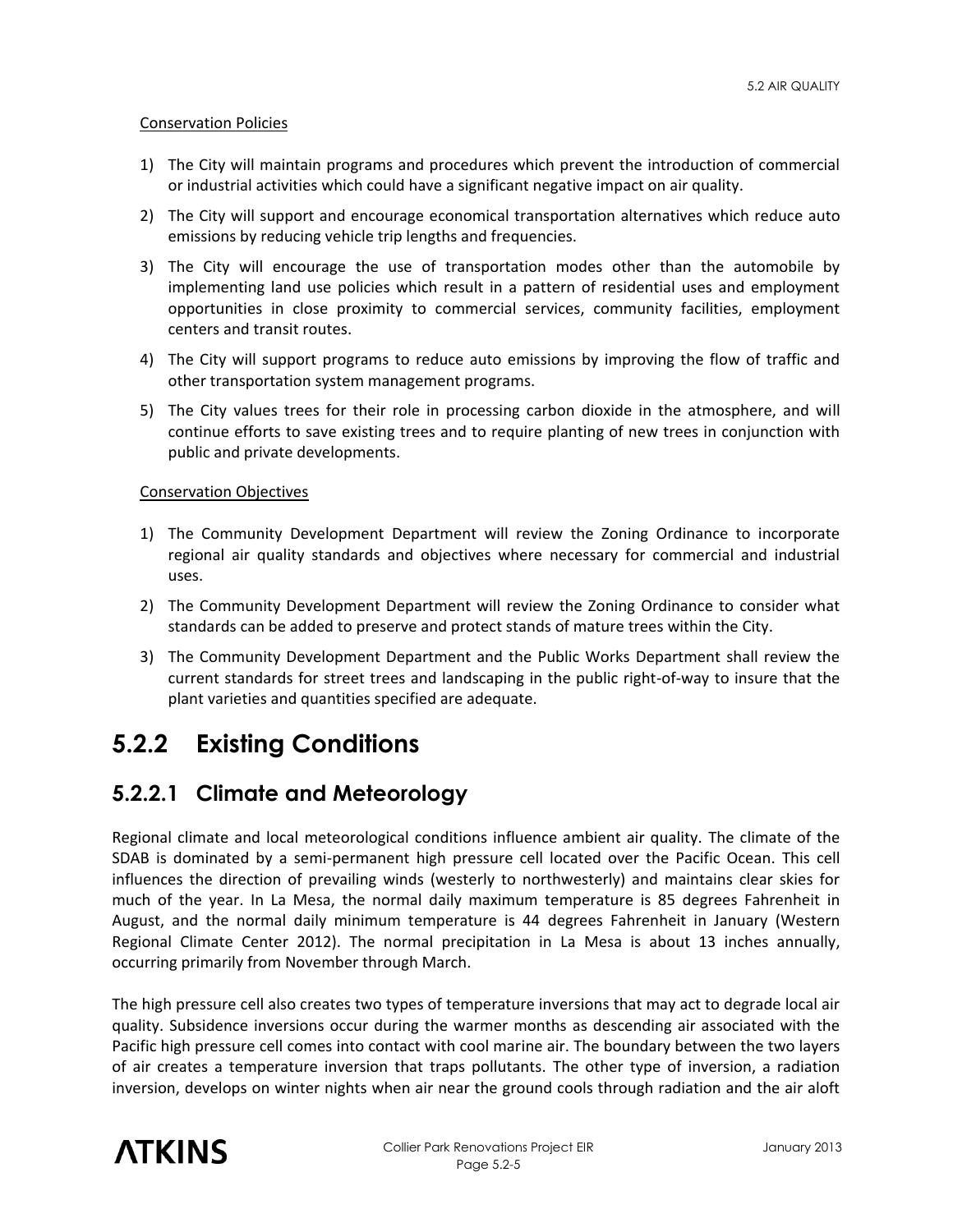Conservation Policies

1) The City will maintain programs and procedures which prevent the introduction of commercial or industrial activities which could have a significant negative impact on air quality.
2) The City will support and encourage economical transportation alternatives which reduce auto emissions by reducing vehicle trip lengths and frequencies.
3) The City will encourage the use of transportation modes other than the automobile by implementing land use policies which result in a pattern of residential uses and employment opportunities in close proximity to commercial services, community facilities, employment centers and transit routes.
4) The City will support programs to reduce auto emissions by improving the flow of traffic and other transportation system management programs.
5) The City values trees for their role in processing carbon dioxide in the atmosphere, and will continue efforts to save existing trees and to require planting of new trees in conjunction with public and private developments.

Conservation Objectives

1) The Community Development Department will review the Zoning Ordinance to incorporate regional air quality standards and objectives where necessary for commercial and industrial uses.
2) The Community Development Department will review the Zoning Ordinance to consider what standards can be added to preserve and protect stands of mature trees within the City.
3) The Community Development Department and the Public Works Department shall review the current standards for street trees and landscaping in the public right-of-way to insure that the plant varieties and quantities specified are adequate.

## 5.2.2 Existing Conditions

### 5.2.2.1 Climate and Meteorology

Regional climate and local meteorological conditions influence ambient air quality. The climate of the SDAB is dominated by a semi-permanent high pressure cell located over the Pacific Ocean. This cell influences the direction of prevailing winds (westerly to northwesterly) and maintains clear skies for much of the year. In La Mesa, the normal daily maximum temperature is 85 degrees Fahrenheit in August, and the normal daily minimum temperature is 44 degrees Fahrenheit in January (Western Regional Climate Center 2012). The normal precipitation in La Mesa is about 13 inches annually, occurring primarily from November through March.

The high pressure cell also creates two types of temperature inversions that may act to degrade local air quality. Subsidence inversions occur during the warmer months as descending air associated with the Pacific high pressure cell comes into contact with cool marine air. The boundary between the two layers of air creates a temperature inversion that traps pollutants. The other type of inversion, a radiation inversion, develops on winter nights when air near the ground cools through radiation and the air aloft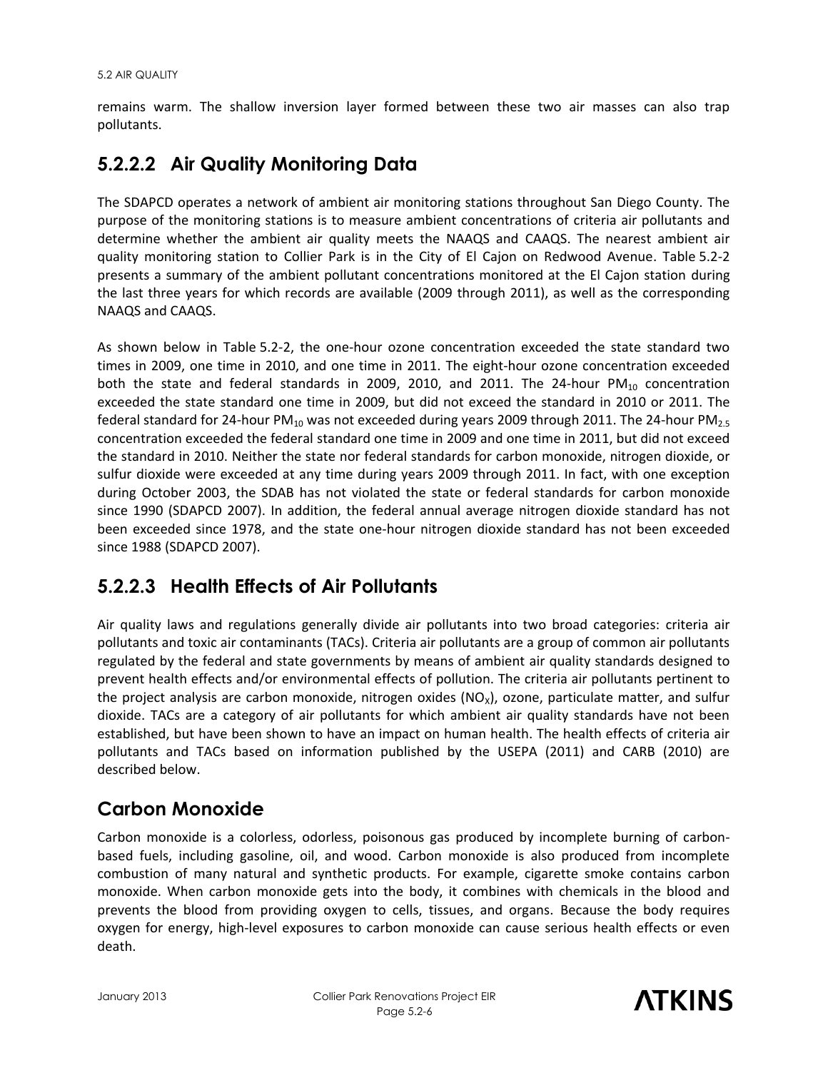remains warm. The shallow inversion layer formed between these two air masses can also trap pollutants.

## 5.2.2.2 Air Quality Monitoring Data

The SDAPCD operates a network of ambient air monitoring stations throughout San Diego County. The purpose of the monitoring stations is to measure ambient concentrations of criteria air pollutants and determine whether the ambient air quality meets the NAAQS and CAAQS. The nearest ambient air quality monitoring station to Collier Park is in the City of El Cajon on Redwood Avenue. Table 5.2-2 presents a summary of the ambient pollutant concentrations monitored at the El Cajon station during the last three years for which records are available (2009 through 2011), as well as the corresponding NAAQS and CAAQS.

As shown below in Table 5.2-2, the one-hour ozone concentration exceeded the state standard two times in 2009, one time in 2010, and one time in 2011. The eight-hour ozone concentration exceeded both the state and federal standards in 2009, 2010, and 2011. The 24-hour $PM_{10}$ concentration exceeded the state standard one time in 2009, but did not exceed the standard in 2010 or 2011. The federal standard for 24-hour $PM_{10}$ was not exceeded during years 2009 through 2011. The 24-hour $PM_{2.5}$ concentration exceeded the federal standard one time in 2009 and one time in 2011, but did not exceed the standard in 2010. Neither the state nor federal standards for carbon monoxide, nitrogen dioxide, or sulfur dioxide were exceeded at any time during years 2009 through 2011. In fact, with one exception during October 2003, the SDAB has not violated the state or federal standards for carbon monoxide since 1990 (SDAPCD 2007). In addition, the federal annual average nitrogen dioxide standard has not been exceeded since 1978, and the state one-hour nitrogen dioxide standard has not been exceeded since 1988 (SDAPCD 2007).

## 5.2.2.3 Health Effects of Air Pollutants

Air quality laws and regulations generally divide air pollutants into two broad categories: criteria air pollutants and toxic air contaminants (TACs). Criteria air pollutants are a group of common air pollutants regulated by the federal and state governments by means of ambient air quality standards designed to prevent health effects and/or environmental effects of pollution. The criteria air pollutants pertinent to the project analysis are carbon monoxide, nitrogen oxides ($NO_X$), ozone, particulate matter, and sulfur dioxide. TACs are a category of air pollutants for which ambient air quality standards have not been established, but have been shown to have an impact on human health. The health effects of criteria air pollutants and TACs based on information published by the USEPA (2011) and CARB (2010) are described below.

### Carbon Monoxide

Carbon monoxide is a colorless, odorless, poisonous gas produced by incomplete burning of carbon-based fuels, including gasoline, oil, and wood. Carbon monoxide is also produced from incomplete combustion of many natural and synthetic products. For example, cigarette smoke contains carbon monoxide. When carbon monoxide gets into the body, it combines with chemicals in the blood and prevents the blood from providing oxygen to cells, tissues, and organs. Because the body requires oxygen for energy, high-level exposures to carbon monoxide can cause serious health effects or even death.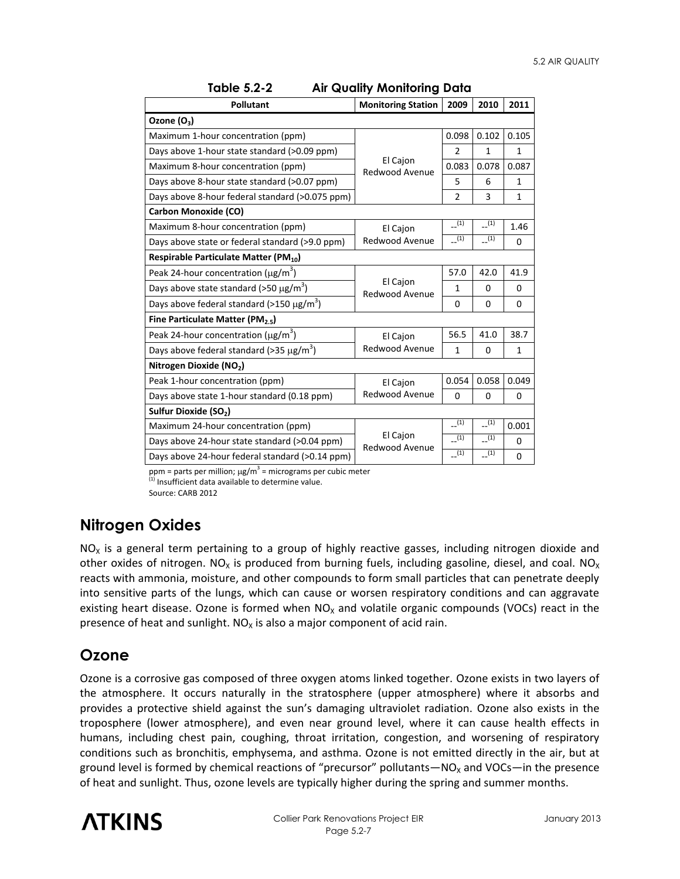**Table 5.2-2 Air Quality Monitoring Data**

| Pollutant | Monitoring Station | 2009 | 2010 | 2011 |
|---|---|---|---|---|
| **Ozone ($O_3$)** | | | | |
| Maximum 1-hour concentration (ppm) | El Cajon Redwood Avenue | 0.098 | 0.102 | 0.105 |
| Days above 1-hour state standard (>0.09 ppm) | | 2 | 1 | 1 |
| Maximum 8-hour concentration (ppm) | | 0.083 | 0.078 | 0.087 |
| Days above 8-hour state standard (>0.07 ppm) | | 5 | 6 | 1 |
| Days above 8-hour federal standard (>0.075 ppm) | | 2 | 3 | 1 |
| **Carbon Monoxide (CO)** | | | | |
| Maximum 8-hour concentration (ppm) | El Cajon Redwood Avenue | --[1] | --[1] | 1.46 |
| Days above state or federal standard (>9.0 ppm) | | --[1] | --[1] | 0 |
| **Respirable Particulate Matter ($PM_{10}$)** | | | | |
| Peak 24-hour concentration ($\mu g/m^3$) | El Cajon Redwood Avenue | 57.0 | 42.0 | 41.9 |
| Days above state standard (>50 $\mu g/m^3$) | | 1 | 0 | 0 |
| Days above federal standard (>150 $\mu g/m^3$) | | 0 | 0 | 0 |
| **Fine Particulate Matter ($PM_{2.5}$)** | | | | |
| Peak 24-hour concentration ($\mu g/m^3$) | El Cajon Redwood Avenue | 56.5 | 41.0 | 38.7 |
| Days above federal standard (>35 $\mu g/m^3$) | | 1 | 0 | 1 |
| **Nitrogen Dioxide ($NO_2$)** | | | | |
| Peak 1-hour concentration (ppm) | El Cajon Redwood Avenue | 0.054 | 0.058 | 0.049 |
| Days above state 1-hour standard (0.18 ppm) | | 0 | 0 | 0 |
| **Sulfur Dioxide ($SO_2$)** | | | | |
| Maximum 24-hour concentration (ppm) | El Cajon Redwood Avenue | --[1] | --[1] | 0.001 |
| Days above 24-hour state standard (>0.04 ppm) | | --[1] | --[1] | 0 |
| Days above 24-hour federal standard (>0.14 ppm) | | --[1] | --[1] | 0 |

ppm = parts per million; $\mu g/m^3$ = micrograms per cubic meter
[1] Insufficient data available to determine value.
Source: CARB 2012

## Nitrogen Oxides

$NO_X$ is a general term pertaining to a group of highly reactive gasses, including nitrogen dioxide and other oxides of nitrogen. $NO_X$ is produced from burning fuels, including gasoline, diesel, and coal. $NO_X$ reacts with ammonia, moisture, and other compounds to form small particles that can penetrate deeply into sensitive parts of the lungs, which can cause or worsen respiratory conditions and can aggravate existing heart disease. Ozone is formed when $NO_X$ and volatile organic compounds (VOCs) react in the presence of heat and sunlight. $NO_X$ is also a major component of acid rain.

## Ozone

Ozone is a corrosive gas composed of three oxygen atoms linked together. Ozone exists in two layers of the atmosphere. It occurs naturally in the stratosphere (upper atmosphere) where it absorbs and provides a protective shield against the sun's damaging ultraviolet radiation. Ozone also exists in the troposphere (lower atmosphere), and even near ground level, where it can cause health effects in humans, including chest pain, coughing, throat irritation, congestion, and worsening of respiratory conditions such as bronchitis, emphysema, and asthma. Ozone is not emitted directly in the air, but at ground level is formed by chemical reactions of "precursor" pollutants—$NO_X$ and VOCs—in the presence of heat and sunlight. Thus, ozone levels are typically higher during the spring and summer months.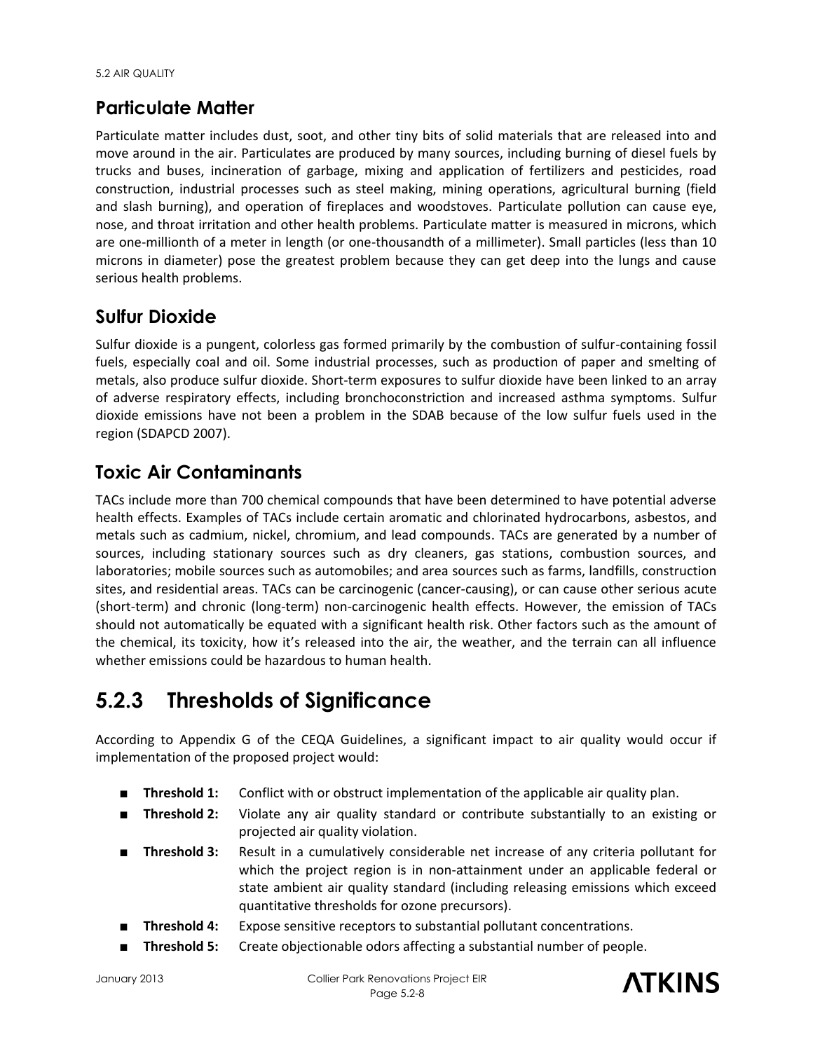## Particulate Matter

Particulate matter includes dust, soot, and other tiny bits of solid materials that are released into and move around in the air. Particulates are produced by many sources, including burning of diesel fuels by trucks and buses, incineration of garbage, mixing and application of fertilizers and pesticides, road construction, industrial processes such as steel making, mining operations, agricultural burning (field and slash burning), and operation of fireplaces and woodstoves. Particulate pollution can cause eye, nose, and throat irritation and other health problems. Particulate matter is measured in microns, which are one-millionth of a meter in length (or one-thousandth of a millimeter). Small particles (less than 10 microns in diameter) pose the greatest problem because they can get deep into the lungs and cause serious health problems.

## Sulfur Dioxide

Sulfur dioxide is a pungent, colorless gas formed primarily by the combustion of sulfur-containing fossil fuels, especially coal and oil. Some industrial processes, such as production of paper and smelting of metals, also produce sulfur dioxide. Short-term exposures to sulfur dioxide have been linked to an array of adverse respiratory effects, including bronchoconstriction and increased asthma symptoms. Sulfur dioxide emissions have not been a problem in the SDAB because of the low sulfur fuels used in the region (SDAPCD 2007).

## Toxic Air Contaminants

TACs include more than 700 chemical compounds that have been determined to have potential adverse health effects. Examples of TACs include certain aromatic and chlorinated hydrocarbons, asbestos, and metals such as cadmium, nickel, chromium, and lead compounds. TACs are generated by a number of sources, including stationary sources such as dry cleaners, gas stations, combustion sources, and laboratories; mobile sources such as automobiles; and area sources such as farms, landfills, construction sites, and residential areas. TACs can be carcinogenic (cancer-causing), or can cause other serious acute (short-term) and chronic (long-term) non-carcinogenic health effects. However, the emission of TACs should not automatically be equated with a significant health risk. Other factors such as the amount of the chemical, its toxicity, how it's released into the air, the weather, and the terrain can all influence whether emissions could be hazardous to human health.

# 5.2.3 Thresholds of Significance

According to Appendix G of the CEQA Guidelines, a significant impact to air quality would occur if implementation of the proposed project would:

- **Threshold 1:** Conflict with or obstruct implementation of the applicable air quality plan.
- **Threshold 2:** Violate any air quality standard or contribute substantially to an existing or projected air quality violation.
- **Threshold 3:** Result in a cumulatively considerable net increase of any criteria pollutant for which the project region is in non-attainment under an applicable federal or state ambient air quality standard (including releasing emissions which exceed quantitative thresholds for ozone precursors).
- **Threshold 4:** Expose sensitive receptors to substantial pollutant concentrations.
- **Threshold 5:** Create objectionable odors affecting a substantial number of people.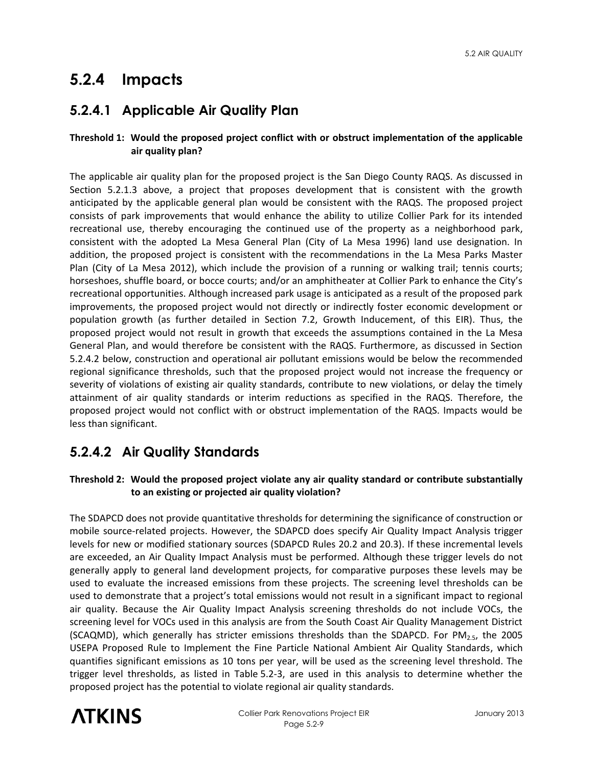## 5.2.4 Impacts

### 5.2.4.1 Applicable Air Quality Plan

**Threshold 1: Would the proposed project conflict with or obstruct implementation of the applicable air quality plan?**

The applicable air quality plan for the proposed project is the San Diego County RAQS. As discussed in Section 5.2.1.3 above, a project that proposes development that is consistent with the growth anticipated by the applicable general plan would be consistent with the RAQS. The proposed project consists of park improvements that would enhance the ability to utilize Collier Park for its intended recreational use, thereby encouraging the continued use of the property as a neighborhood park, consistent with the adopted La Mesa General Plan (City of La Mesa 1996) land use designation. In addition, the proposed project is consistent with the recommendations in the La Mesa Parks Master Plan (City of La Mesa 2012), which include the provision of a running or walking trail; tennis courts; horseshoes, shuffle board, or bocce courts; and/or an amphitheater at Collier Park to enhance the City's recreational opportunities. Although increased park usage is anticipated as a result of the proposed park improvements, the proposed project would not directly or indirectly foster economic development or population growth (as further detailed in Section 7.2, Growth Inducement, of this EIR). Thus, the proposed project would not result in growth that exceeds the assumptions contained in the La Mesa General Plan, and would therefore be consistent with the RAQS. Furthermore, as discussed in Section 5.2.4.2 below, construction and operational air pollutant emissions would be below the recommended regional significance thresholds, such that the proposed project would not increase the frequency or severity of violations of existing air quality standards, contribute to new violations, or delay the timely attainment of air quality standards or interim reductions as specified in the RAQS. Therefore, the proposed project would not conflict with or obstruct implementation of the RAQS. Impacts would be less than significant.

### 5.2.4.2 Air Quality Standards

**Threshold 2: Would the proposed project violate any air quality standard or contribute substantially to an existing or projected air quality violation?**

The SDAPCD does not provide quantitative thresholds for determining the significance of construction or mobile source-related projects. However, the SDAPCD does specify Air Quality Impact Analysis trigger levels for new or modified stationary sources (SDAPCD Rules 20.2 and 20.3). If these incremental levels are exceeded, an Air Quality Impact Analysis must be performed. Although these trigger levels do not generally apply to general land development projects, for comparative purposes these levels may be used to evaluate the increased emissions from these projects. The screening level thresholds can be used to demonstrate that a project's total emissions would not result in a significant impact to regional air quality. Because the Air Quality Impact Analysis screening thresholds do not include VOCs, the screening level for VOCs used in this analysis are from the South Coast Air Quality Management District (SCAQMD), which generally has stricter emissions thresholds than the SDAPCD. For $PM_{2.5}$, the 2005 USEPA Proposed Rule to Implement the Fine Particle National Ambient Air Quality Standards, which quantifies significant emissions as 10 tons per year, will be used as the screening level threshold. The trigger level thresholds, as listed in Table 5.2-3, are used in this analysis to determine whether the proposed project has the potential to violate regional air quality standards.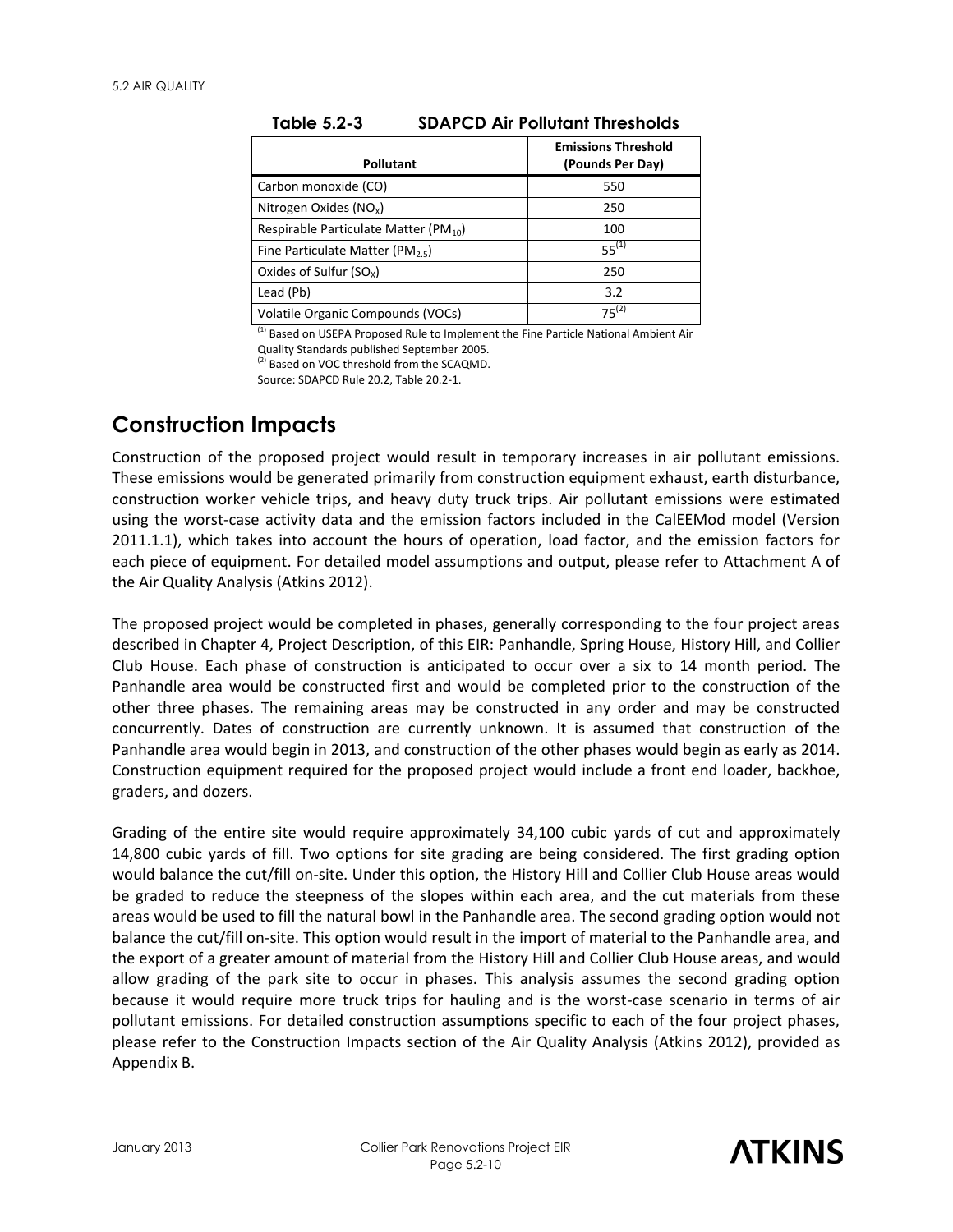**Table 5.2-3 SDAPCD Air Pollutant Thresholds**

| Pollutant | Emissions Threshold (Pounds Per Day) |
|---|---|
| Carbon monoxide (CO) | 550 |
| Nitrogen Oxides ($NO_X$) | 250 |
| Respirable Particulate Matter ($PM_{10}$) | 100 |
| Fine Particulate Matter ($PM_{2.5}$) | 55[1] |
| Oxides of Sulfur ($SO_X$) | 250 |
| Lead (Pb) | 3.2 |
| Volatile Organic Compounds (VOCs) | 75[2] |

[1] Based on USEPA Proposed Rule to Implement the Fine Particle National Ambient Air Quality Standards published September 2005.
[2] Based on VOC threshold from the SCAQMD.
Source: SDAPCD Rule 20.2, Table 20.2-1.

## Construction Impacts

Construction of the proposed project would result in temporary increases in air pollutant emissions. These emissions would be generated primarily from construction equipment exhaust, earth disturbance, construction worker vehicle trips, and heavy duty truck trips. Air pollutant emissions were estimated using the worst-case activity data and the emission factors included in the CalEEMod model (Version 2011.1.1), which takes into account the hours of operation, load factor, and the emission factors for each piece of equipment. For detailed model assumptions and output, please refer to Attachment A of the Air Quality Analysis (Atkins 2012).

The proposed project would be completed in phases, generally corresponding to the four project areas described in Chapter 4, Project Description, of this EIR: Panhandle, Spring House, History Hill, and Collier Club House. Each phase of construction is anticipated to occur over a six to 14 month period. The Panhandle area would be constructed first and would be completed prior to the construction of the other three phases. The remaining areas may be constructed in any order and may be constructed concurrently. Dates of construction are currently unknown. It is assumed that construction of the Panhandle area would begin in 2013, and construction of the other phases would begin as early as 2014. Construction equipment required for the proposed project would include a front end loader, backhoe, graders, and dozers.

Grading of the entire site would require approximately 34,100 cubic yards of cut and approximately 14,800 cubic yards of fill. Two options for site grading are being considered. The first grading option would balance the cut/fill on-site. Under this option, the History Hill and Collier Club House areas would be graded to reduce the steepness of the slopes within each area, and the cut materials from these areas would be used to fill the natural bowl in the Panhandle area. The second grading option would not balance the cut/fill on-site. This option would result in the import of material to the Panhandle area, and the export of a greater amount of material from the History Hill and Collier Club House areas, and would allow grading of the park site to occur in phases. This analysis assumes the second grading option because it would require more truck trips for hauling and is the worst-case scenario in terms of air pollutant emissions. For detailed construction assumptions specific to each of the four project phases, please refer to the Construction Impacts section of the Air Quality Analysis (Atkins 2012), provided as Appendix B.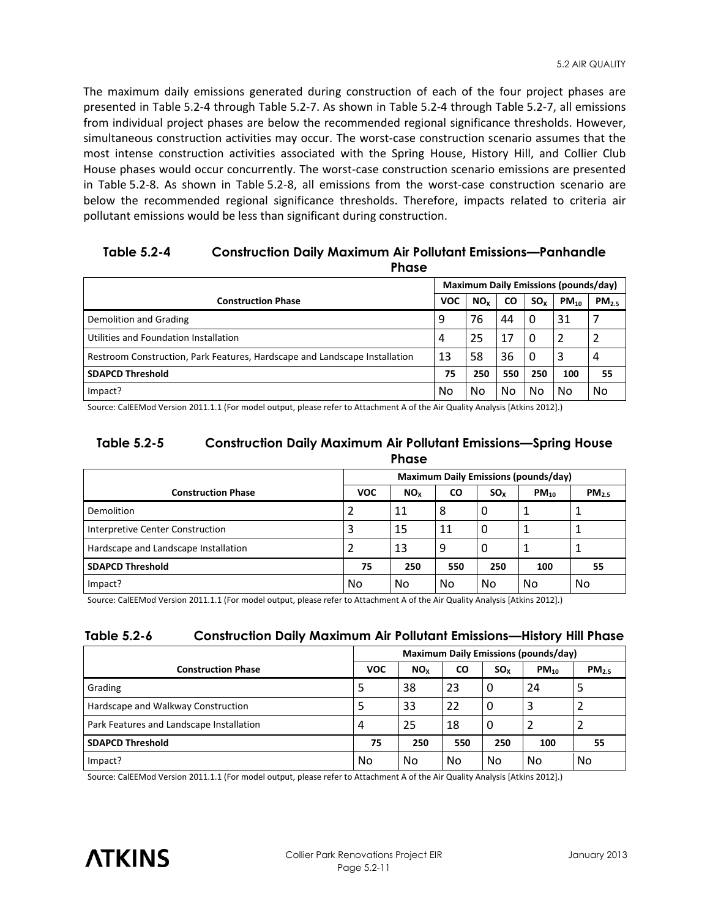The maximum daily emissions generated during construction of each of the four project phases are presented in Table 5.2-4 through Table 5.2-7. As shown in Table 5.2-4 through Table 5.2-7, all emissions from individual project phases are below the recommended regional significance thresholds. However, simultaneous construction activities may occur. The worst-case construction scenario assumes that the most intense construction activities associated with the Spring House, History Hill, and Collier Club House phases would occur concurrently. The worst-case construction scenario emissions are presented in Table 5.2-8. As shown in Table 5.2-8, all emissions from the worst-case construction scenario are below the recommended regional significance thresholds. Therefore, impacts related to criteria air pollutant emissions would be less than significant during construction.

**Table 5.2-4 Construction Daily Maximum Air Pollutant Emissions—Panhandle Phase**

| | Maximum Daily Emissions (pounds/day) | | | | | |
|---|---|---|---|---|---|---|
| **Construction Phase** | **VOC** | **$NO_x$** | **CO** | **$SO_x$** | **$PM_{10}$** | **$PM_{2.5}$** |
| Demolition and Grading | 9 | 76 | 44 | 0 | 31 | 7 |
| Utilities and Foundation Installation | 4 | 25 | 17 | 0 | 2 | 2 |
| Restroom Construction, Park Features, Hardscape and Landscape Installation | 13 | 58 | 36 | 0 | 3 | 4 |
| **SDAPCD Threshold** | **75** | **250** | **550** | **250** | **100** | **55** |
| Impact? | No | No | No | No | No | No |

Source: CalEEMod Version 2011.1.1 (For model output, please refer to Attachment A of the Air Quality Analysis [Atkins 2012].)

**Table 5.2-5 Construction Daily Maximum Air Pollutant Emissions—Spring House Phase**

| | Maximum Daily Emissions (pounds/day) | | | | | |
|---|---|---|---|---|---|---|
| **Construction Phase** | **VOC** | **$NO_x$** | **CO** | **$SO_x$** | **$PM_{10}$** | **$PM_{2.5}$** |
| Demolition | 2 | 11 | 8 | 0 | 1 | 1 |
| Interpretive Center Construction | 3 | 15 | 11 | 0 | 1 | 1 |
| Hardscape and Landscape Installation | 2 | 13 | 9 | 0 | 1 | 1 |
| **SDAPCD Threshold** | **75** | **250** | **550** | **250** | **100** | **55** |
| Impact? | No | No | No | No | No | No |

Source: CalEEMod Version 2011.1.1 (For model output, please refer to Attachment A of the Air Quality Analysis [Atkins 2012].)

**Table 5.2-6 Construction Daily Maximum Air Pollutant Emissions—History Hill Phase**

| | Maximum Daily Emissions (pounds/day) | | | | | |
|---|---|---|---|---|---|---|
| **Construction Phase** | **VOC** | **$NO_x$** | **CO** | **$SO_x$** | **$PM_{10}$** | **$PM_{2.5}$** |
| Grading | 5 | 38 | 23 | 0 | 24 | 5 |
| Hardscape and Walkway Construction | 5 | 33 | 22 | 0 | 3 | 2 |
| Park Features and Landscape Installation | 4 | 25 | 18 | 0 | 2 | 2 |
| **SDAPCD Threshold** | **75** | **250** | **550** | **250** | **100** | **55** |
| Impact? | No | No | No | No | No | No |

Source: CalEEMod Version 2011.1.1 (For model output, please refer to Attachment A of the Air Quality Analysis [Atkins 2012].)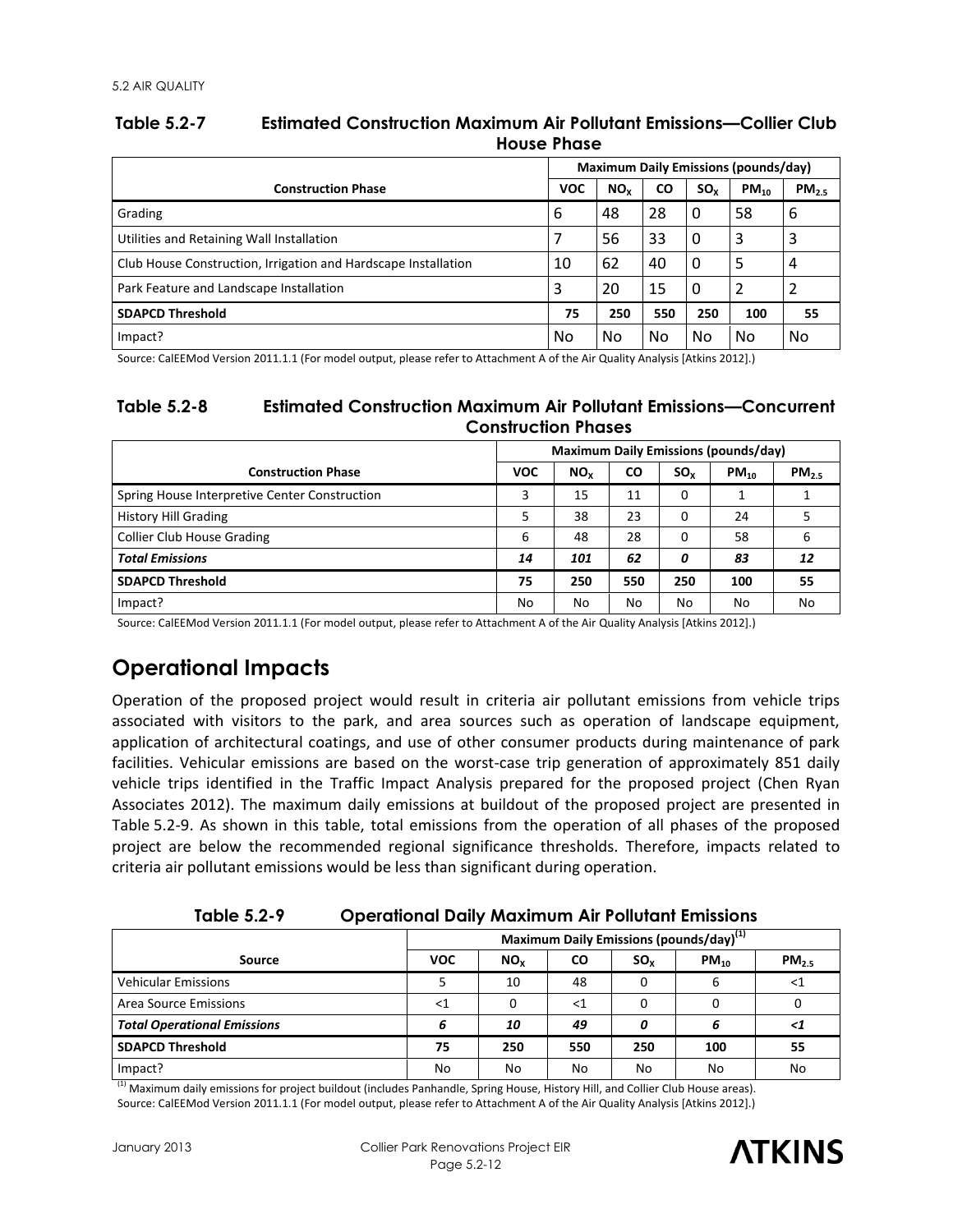**Table 5.2-7 Estimated Construction Maximum Air Pollutant Emissions—Collier Club House Phase**

| Construction Phase | Maximum Daily Emissions (pounds/day) | | | | | |
|---|---|---|---|---|---|---|
| | VOC | $NO_X$ | CO | $SO_X$ | $PM_{10}$ | $PM_{2.5}$ |
| Grading | 6 | 48 | 28 | 0 | 58 | 6 |
| Utilities and Retaining Wall Installation | 7 | 56 | 33 | 0 | 3 | 3 |
| Club House Construction, Irrigation and Hardscape Installation | 10 | 62 | 40 | 0 | 5 | 4 |
| Park Feature and Landscape Installation | 3 | 20 | 15 | 0 | 2 | 2 |
| **SDAPCD Threshold** | **75** | **250** | **550** | **250** | **100** | **55** |
| Impact? | No | No | No | No | No | No |

Source: CalEEMod Version 2011.1.1 (For model output, please refer to Attachment A of the Air Quality Analysis [Atkins 2012].)

**Table 5.2-8 Estimated Construction Maximum Air Pollutant Emissions—Concurrent Construction Phases**

| Construction Phase | Maximum Daily Emissions (pounds/day) | | | | | |
|---|---|---|---|---|---|---|
| | VOC | $NO_X$ | CO | $SO_X$ | $PM_{10}$ | $PM_{2.5}$ |
| Spring House Interpretive Center Construction | 3 | 15 | 11 | 0 | 1 | 1 |
| History Hill Grading | 5 | 38 | 23 | 0 | 24 | 5 |
| Collier Club House Grading | 6 | 48 | 28 | 0 | 58 | 6 |
| ***Total Emissions*** | ***14*** | ***101*** | ***62*** | ***0*** | ***83*** | ***12*** |
| **SDAPCD Threshold** | **75** | **250** | **550** | **250** | **100** | **55** |
| Impact? | No | No | No | No | No | No |

Source: CalEEMod Version 2011.1.1 (For model output, please refer to Attachment A of the Air Quality Analysis [Atkins 2012].)

## Operational Impacts

Operation of the proposed project would result in criteria air pollutant emissions from vehicle trips associated with visitors to the park, and area sources such as operation of landscape equipment, application of architectural coatings, and use of other consumer products during maintenance of park facilities. Vehicular emissions are based on the worst-case trip generation of approximately 851 daily vehicle trips identified in the Traffic Impact Analysis prepared for the proposed project (Chen Ryan Associates 2012). The maximum daily emissions at buildout of the proposed project are presented in Table 5.2-9. As shown in this table, total emissions from the operation of all phases of the proposed project are below the recommended regional significance thresholds. Therefore, impacts related to criteria air pollutant emissions would be less than significant during operation.

**Table 5.2-9 Operational Daily Maximum Air Pollutant Emissions**

| Source | Maximum Daily Emissions (pounds/day)[1] | | | | | |
|---|---|---|---|---|---|---|
| | VOC | $NO_X$ | CO | $SO_X$ | $PM_{10}$ | $PM_{2.5}$ |
| Vehicular Emissions | 5 | 10 | 48 | 0 | 6 | <1 |
| Area Source Emissions | <1 | 0 | <1 | 0 | 0 | 0 |
| ***Total Operational Emissions*** | ***6*** | ***10*** | ***49*** | ***0*** | ***6*** | ***<1*** |
| **SDAPCD Threshold** | **75** | **250** | **550** | **250** | **100** | **55** |
| Impact? | No | No | No | No | No | No |

[1] Maximum daily emissions for project buildout (includes Panhandle, Spring House, History Hill, and Collier Club House areas).
Source: CalEEMod Version 2011.1.1 (For model output, please refer to Attachment A of the Air Quality Analysis [Atkins 2012].)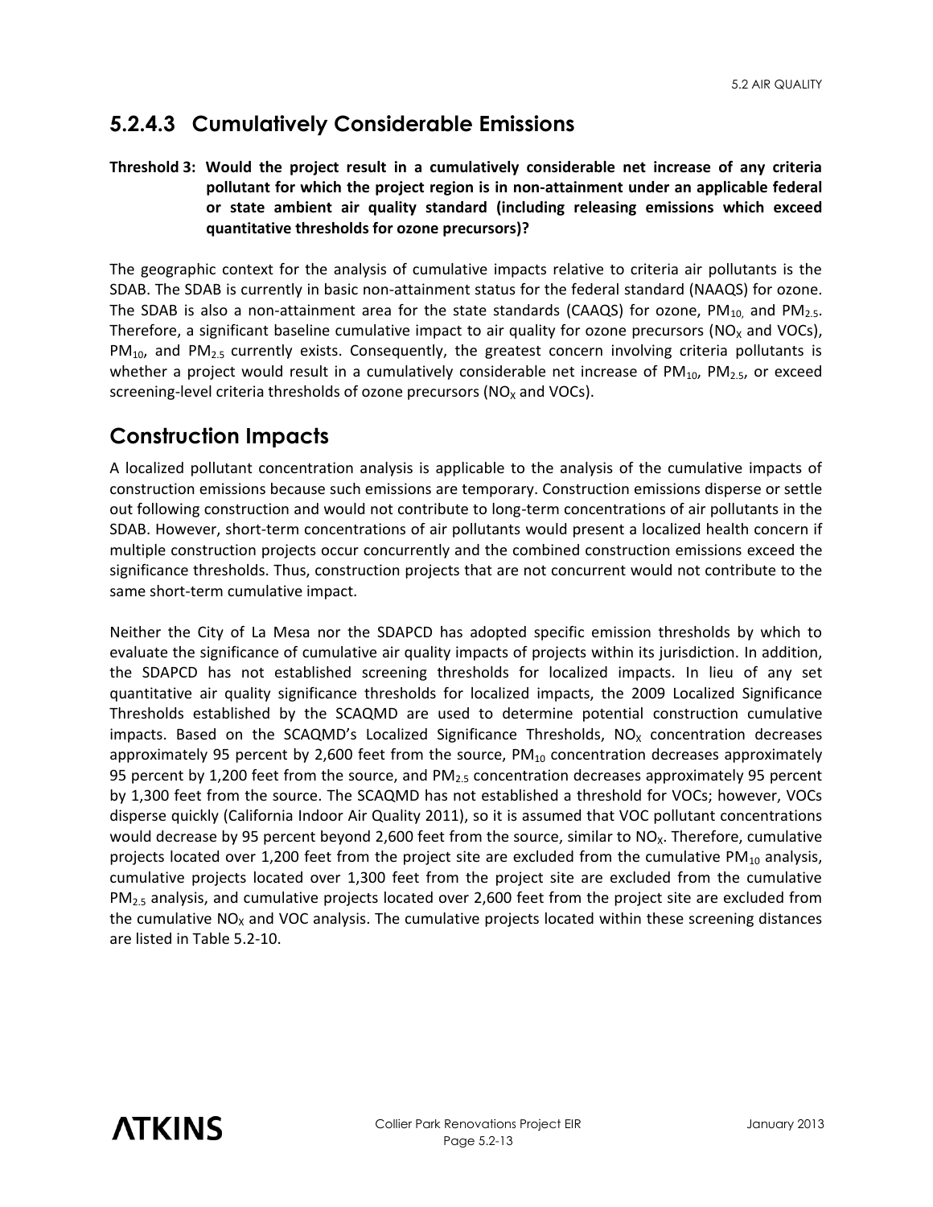## 5.2.4.3 Cumulatively Considerable Emissions

**Threshold 3: Would the project result in a cumulatively considerable net increase of any criteria pollutant for which the project region is in non-attainment under an applicable federal or state ambient air quality standard (including releasing emissions which exceed quantitative thresholds for ozone precursors)?**

The geographic context for the analysis of cumulative impacts relative to criteria air pollutants is the SDAB. The SDAB is currently in basic non-attainment status for the federal standard (NAAQS) for ozone. The SDAB is also a non-attainment area for the state standards (CAAQS) for ozone, $PM_{10}$, and $PM_{2.5}$. Therefore, a significant baseline cumulative impact to air quality for ozone precursors ($NO_X$ and VOCs), $PM_{10}$, and $PM_{2.5}$ currently exists. Consequently, the greatest concern involving criteria pollutants is whether a project would result in a cumulatively considerable net increase of $PM_{10}$, $PM_{2.5}$, or exceed screening-level criteria thresholds of ozone precursors ($NO_X$ and VOCs).

## Construction Impacts

A localized pollutant concentration analysis is applicable to the analysis of the cumulative impacts of construction emissions because such emissions are temporary. Construction emissions disperse or settle out following construction and would not contribute to long-term concentrations of air pollutants in the SDAB. However, short-term concentrations of air pollutants would present a localized health concern if multiple construction projects occur concurrently and the combined construction emissions exceed the significance thresholds. Thus, construction projects that are not concurrent would not contribute to the same short-term cumulative impact.

Neither the City of La Mesa nor the SDAPCD has adopted specific emission thresholds by which to evaluate the significance of cumulative air quality impacts of projects within its jurisdiction. In addition, the SDAPCD has not established screening thresholds for localized impacts. In lieu of any set quantitative air quality significance thresholds for localized impacts, the 2009 Localized Significance Thresholds established by the SCAQMD are used to determine potential construction cumulative impacts. Based on the SCAQMD's Localized Significance Thresholds, $NO_X$ concentration decreases approximately 95 percent by 2,600 feet from the source, $PM_{10}$ concentration decreases approximately 95 percent by 1,200 feet from the source, and $PM_{2.5}$ concentration decreases approximately 95 percent by 1,300 feet from the source. The SCAQMD has not established a threshold for VOCs; however, VOCs disperse quickly (California Indoor Air Quality 2011), so it is assumed that VOC pollutant concentrations would decrease by 95 percent beyond 2,600 feet from the source, similar to $NO_X$. Therefore, cumulative projects located over 1,200 feet from the project site are excluded from the cumulative $PM_{10}$ analysis, cumulative projects located over 1,300 feet from the project site are excluded from the cumulative $PM_{2.5}$ analysis, and cumulative projects located over 2,600 feet from the project site are excluded from the cumulative $NO_X$ and VOC analysis. The cumulative projects located within these screening distances are listed in Table 5.2-10.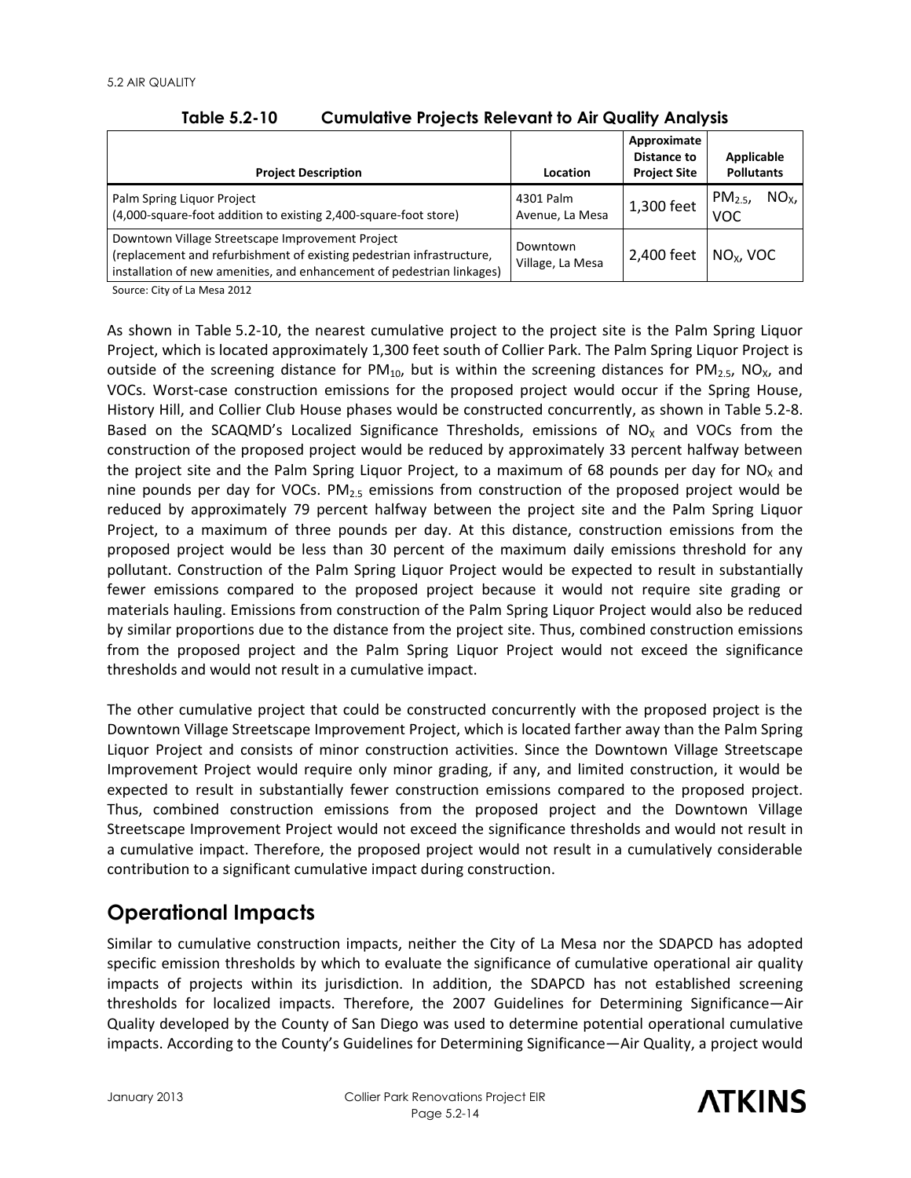**Table 5.2-10 Cumulative Projects Relevant to Air Quality Analysis**

| Project Description | Location | Approximate Distance to Project Site | Applicable Pollutants |
|---|---|---|---|
| Palm Spring Liquor Project (4,000-square-foot addition to existing 2,400-square-foot store) | 4301 Palm Avenue, La Mesa | 1,300 feet | $PM_{2.5}$, $NO_X$, VOC |
| Downtown Village Streetscape Improvement Project (replacement and refurbishment of existing pedestrian infrastructure, installation of new amenities, and enhancement of pedestrian linkages) | Downtown Village, La Mesa | 2,400 feet | $NO_X$, VOC |

Source: City of La Mesa 2012

As shown in Table 5.2-10, the nearest cumulative project to the project site is the Palm Spring Liquor Project, which is located approximately 1,300 feet south of Collier Park. The Palm Spring Liquor Project is outside of the screening distance for $PM_{10}$, but is within the screening distances for $PM_{2.5}$, $NO_X$, and VOCs. Worst-case construction emissions for the proposed project would occur if the Spring House, History Hill, and Collier Club House phases would be constructed concurrently, as shown in Table 5.2-8. Based on the SCAQMD's Localized Significance Thresholds, emissions of $NO_X$ and VOCs from the construction of the proposed project would be reduced by approximately 33 percent halfway between the project site and the Palm Spring Liquor Project, to a maximum of 68 pounds per day for $NO_X$ and nine pounds per day for VOCs. $PM_{2.5}$ emissions from construction of the proposed project would be reduced by approximately 79 percent halfway between the project site and the Palm Spring Liquor Project, to a maximum of three pounds per day. At this distance, construction emissions from the proposed project would be less than 30 percent of the maximum daily emissions threshold for any pollutant. Construction of the Palm Spring Liquor Project would be expected to result in substantially fewer emissions compared to the proposed project because it would not require site grading or materials hauling. Emissions from construction of the Palm Spring Liquor Project would also be reduced by similar proportions due to the distance from the project site. Thus, combined construction emissions from the proposed project and the Palm Spring Liquor Project would not exceed the significance thresholds and would not result in a cumulative impact.

The other cumulative project that could be constructed concurrently with the proposed project is the Downtown Village Streetscape Improvement Project, which is located farther away than the Palm Spring Liquor Project and consists of minor construction activities. Since the Downtown Village Streetscape Improvement Project would require only minor grading, if any, and limited construction, it would be expected to result in substantially fewer construction emissions compared to the proposed project. Thus, combined construction emissions from the proposed project and the Downtown Village Streetscape Improvement Project would not exceed the significance thresholds and would not result in a cumulative impact. Therefore, the proposed project would not result in a cumulatively considerable contribution to a significant cumulative impact during construction.

## Operational Impacts

Similar to cumulative construction impacts, neither the City of La Mesa nor the SDAPCD has adopted specific emission thresholds by which to evaluate the significance of cumulative operational air quality impacts of projects within its jurisdiction. In addition, the SDAPCD has not established screening thresholds for localized impacts. Therefore, the 2007 Guidelines for Determining Significance—Air Quality developed by the County of San Diego was used to determine potential operational cumulative impacts. According to the County's Guidelines for Determining Significance—Air Quality, a project would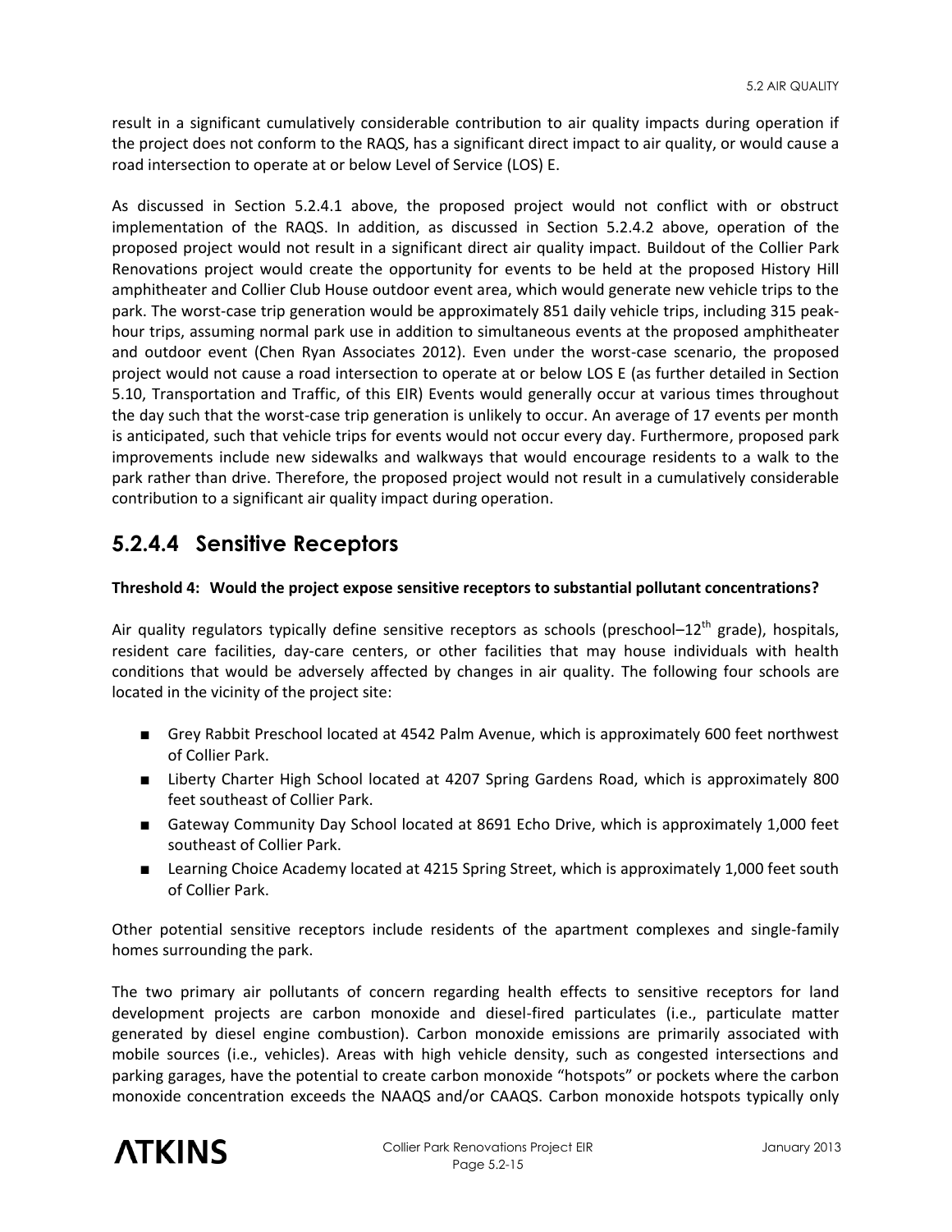result in a significant cumulatively considerable contribution to air quality impacts during operation if the project does not conform to the RAQS, has a significant direct impact to air quality, or would cause a road intersection to operate at or below Level of Service (LOS) E.

As discussed in Section 5.2.4.1 above, the proposed project would not conflict with or obstruct implementation of the RAQS. In addition, as discussed in Section 5.2.4.2 above, operation of the proposed project would not result in a significant direct air quality impact. Buildout of the Collier Park Renovations project would create the opportunity for events to be held at the proposed History Hill amphitheater and Collier Club House outdoor event area, which would generate new vehicle trips to the park. The worst-case trip generation would be approximately 851 daily vehicle trips, including 315 peak-hour trips, assuming normal park use in addition to simultaneous events at the proposed amphitheater and outdoor event (Chen Ryan Associates 2012). Even under the worst-case scenario, the proposed project would not cause a road intersection to operate at or below LOS E (as further detailed in Section 5.10, Transportation and Traffic, of this EIR) Events would generally occur at various times throughout the day such that the worst-case trip generation is unlikely to occur. An average of 17 events per month is anticipated, such that vehicle trips for events would not occur every day. Furthermore, proposed park improvements include new sidewalks and walkways that would encourage residents to a walk to the park rather than drive. Therefore, the proposed project would not result in a cumulatively considerable contribution to a significant air quality impact during operation.

### 5.2.4.4 Sensitive Receptors

**Threshold 4: Would the project expose sensitive receptors to substantial pollutant concentrations?**

Air quality regulators typically define sensitive receptors as schools (preschool–12th grade), hospitals, resident care facilities, day-care centers, or other facilities that may house individuals with health conditions that would be adversely affected by changes in air quality. The following four schools are located in the vicinity of the project site:

- Grey Rabbit Preschool located at 4542 Palm Avenue, which is approximately 600 feet northwest of Collier Park.
- Liberty Charter High School located at 4207 Spring Gardens Road, which is approximately 800 feet southeast of Collier Park.
- Gateway Community Day School located at 8691 Echo Drive, which is approximately 1,000 feet southeast of Collier Park.
- Learning Choice Academy located at 4215 Spring Street, which is approximately 1,000 feet south of Collier Park.

Other potential sensitive receptors include residents of the apartment complexes and single-family homes surrounding the park.

The two primary air pollutants of concern regarding health effects to sensitive receptors for land development projects are carbon monoxide and diesel-fired particulates (i.e., particulate matter generated by diesel engine combustion). Carbon monoxide emissions are primarily associated with mobile sources (i.e., vehicles). Areas with high vehicle density, such as congested intersections and parking garages, have the potential to create carbon monoxide "hotspots" or pockets where the carbon monoxide concentration exceeds the NAAQS and/or CAAQS. Carbon monoxide hotspots typically only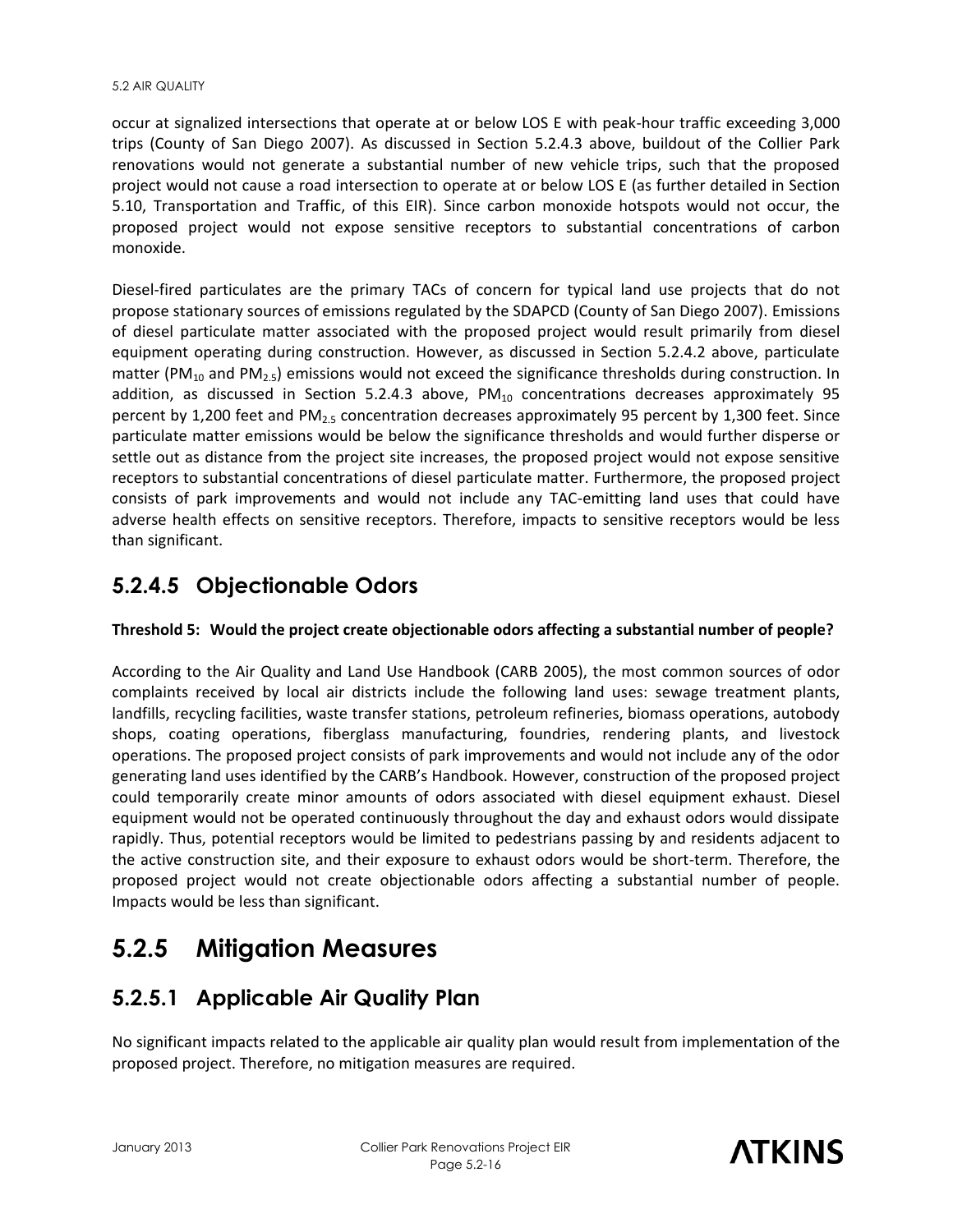occur at signalized intersections that operate at or below LOS E with peak-hour traffic exceeding 3,000 trips (County of San Diego 2007). As discussed in Section 5.2.4.3 above, buildout of the Collier Park renovations would not generate a substantial number of new vehicle trips, such that the proposed project would not cause a road intersection to operate at or below LOS E (as further detailed in Section 5.10, Transportation and Traffic, of this EIR). Since carbon monoxide hotspots would not occur, the proposed project would not expose sensitive receptors to substantial concentrations of carbon monoxide.

Diesel-fired particulates are the primary TACs of concern for typical land use projects that do not propose stationary sources of emissions regulated by the SDAPCD (County of San Diego 2007). Emissions of diesel particulate matter associated with the proposed project would result primarily from diesel equipment operating during construction. However, as discussed in Section 5.2.4.2 above, particulate matter ($PM_{10}$ and $PM_{2.5}$) emissions would not exceed the significance thresholds during construction. In addition, as discussed in Section 5.2.4.3 above, $PM_{10}$ concentrations decreases approximately 95 percent by 1,200 feet and $PM_{2.5}$ concentration decreases approximately 95 percent by 1,300 feet. Since particulate matter emissions would be below the significance thresholds and would further disperse or settle out as distance from the project site increases, the proposed project would not expose sensitive receptors to substantial concentrations of diesel particulate matter. Furthermore, the proposed project consists of park improvements and would not include any TAC-emitting land uses that could have adverse health effects on sensitive receptors. Therefore, impacts to sensitive receptors would be less than significant.

### 5.2.4.5 Objectionable Odors

**Threshold 5: Would the project create objectionable odors affecting a substantial number of people?**

According to the Air Quality and Land Use Handbook (CARB 2005), the most common sources of odor complaints received by local air districts include the following land uses: sewage treatment plants, landfills, recycling facilities, waste transfer stations, petroleum refineries, biomass operations, autobody shops, coating operations, fiberglass manufacturing, foundries, rendering plants, and livestock operations. The proposed project consists of park improvements and would not include any of the odor generating land uses identified by the CARB's Handbook. However, construction of the proposed project could temporarily create minor amounts of odors associated with diesel equipment exhaust. Diesel equipment would not be operated continuously throughout the day and exhaust odors would dissipate rapidly. Thus, potential receptors would be limited to pedestrians passing by and residents adjacent to the active construction site, and their exposure to exhaust odors would be short-term. Therefore, the proposed project would not create objectionable odors affecting a substantial number of people. Impacts would be less than significant.

## 5.2.5 Mitigation Measures

### 5.2.5.1 Applicable Air Quality Plan

No significant impacts related to the applicable air quality plan would result from implementation of the proposed project. Therefore, no mitigation measures are required.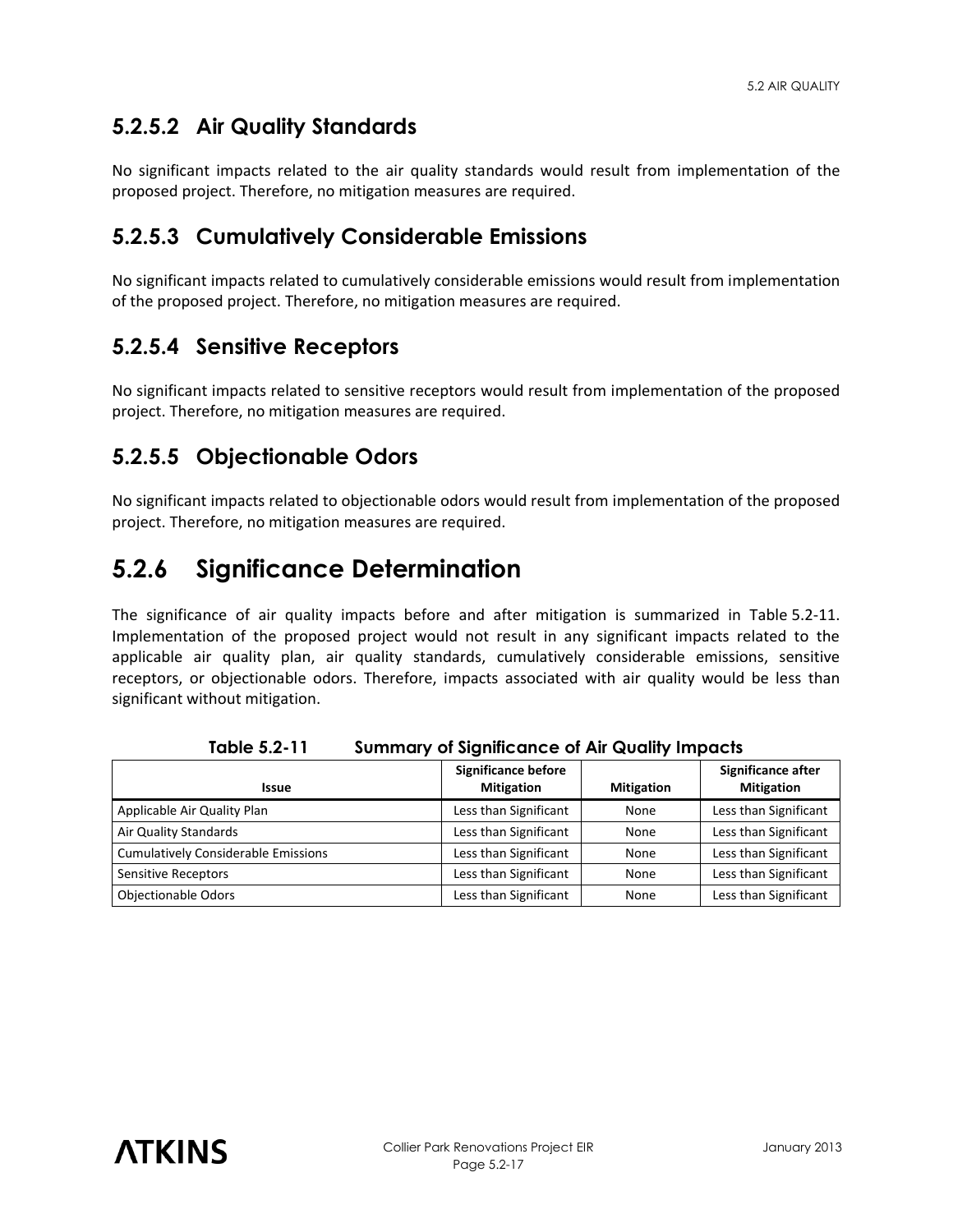### 5.2.5.2 Air Quality Standards

No significant impacts related to the air quality standards would result from implementation of the proposed project. Therefore, no mitigation measures are required.

### 5.2.5.3 Cumulatively Considerable Emissions

No significant impacts related to cumulatively considerable emissions would result from implementation of the proposed project. Therefore, no mitigation measures are required.

### 5.2.5.4 Sensitive Receptors

No significant impacts related to sensitive receptors would result from implementation of the proposed project. Therefore, no mitigation measures are required.

### 5.2.5.5 Objectionable Odors

No significant impacts related to objectionable odors would result from implementation of the proposed project. Therefore, no mitigation measures are required.

## 5.2.6 Significance Determination

The significance of air quality impacts before and after mitigation is summarized in Table 5.2-11. Implementation of the proposed project would not result in any significant impacts related to the applicable air quality plan, air quality standards, cumulatively considerable emissions, sensitive receptors, or objectionable odors. Therefore, impacts associated with air quality would be less than significant without mitigation.

**Table 5.2-11 Summary of Significance of Air Quality Impacts**

| Issue | Significance before Mitigation | Mitigation | Significance after Mitigation |
|---|---|---|---|
| Applicable Air Quality Plan | Less than Significant | None | Less than Significant |
| Air Quality Standards | Less than Significant | None | Less than Significant |
| Cumulatively Considerable Emissions | Less than Significant | None | Less than Significant |
| Sensitive Receptors | Less than Significant | None | Less than Significant |
| Objectionable Odors | Less than Significant | None | Less than Significant |